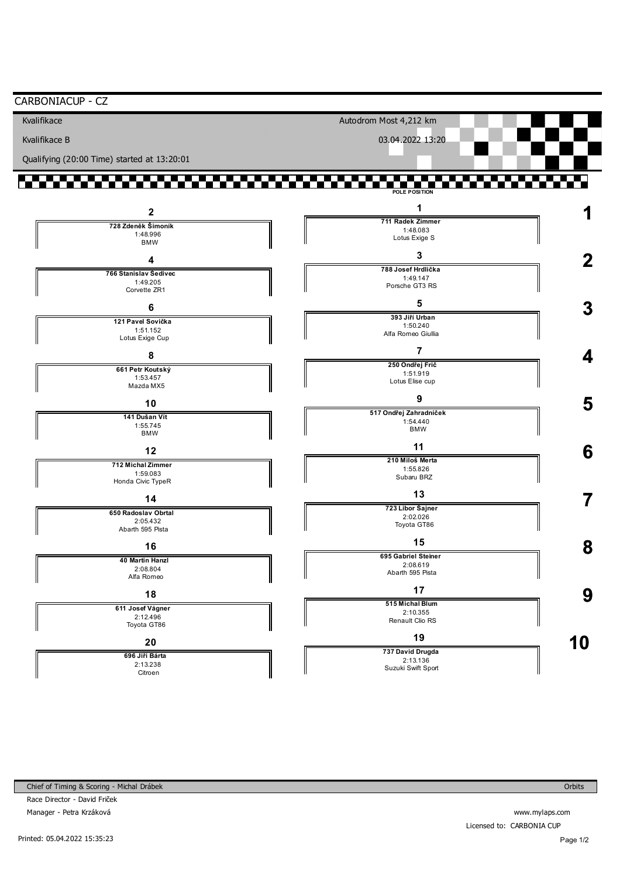# CARBONIACUP - CZ

Kvalifikace

Kvalifikace B

Qualifying (20:00 Time) started at 13:20:01

Autodrom Most 4,212 km

03.04.2022 13:20

POLE POSITION

| Row | Position | No. | Driver | Time | Car |
|---|---|---|---|---|---|
| 1 | 1 | 711 | Radek Zimmer | 1:48.083 | Lotus Exige S |
| 1 | 2 | 728 | Zdeněk Šimoník | 1:48.996 | BMW |
| 2 | 3 | 788 | Josef Hrdlička | 1:49.147 | Porsche GT3 RS |
| 2 | 4 | 766 | Stanislav Šedivec | 1:49.205 | Corvette ZR1 |
| 3 | 5 | 393 | Jiří Urban | 1:50.240 | Alfa Romeo Giullia |
| 3 | 6 | 121 | Pavel Sovička | 1:51.152 | Lotus Exige Cup |
| 4 | 7 | 250 | Ondřej Frič | 1:51.919 | Lotus Elise cup |
| 4 | 8 | 661 | Petr Koutský | 1:53.457 | Mazda MX5 |
| 5 | 9 | 517 | Ondřej Zahradníček | 1:54.440 | BMW |
| 5 | 10 | 141 | Dušan Vít | 1:55.745 | BMW |
| 6 | 11 | 210 | Miloš Merta | 1:55.826 | Subaru BRZ |
| 6 | 12 | 712 | Michal Zimmer | 1:59.083 | Honda Civic TypeR |
| 7 | 13 | 723 | Libor Šajner | 2:02.026 | Toyota GT86 |
| 7 | 14 | 650 | Radoslav Obrtal | 2:05.432 | Abarth 595 Pista |
| 8 | 15 | 695 | Gabriel Steiner | 2:08.619 | Abarth 595 Pista |
| 8 | 16 | 40 | Martin Hanzl | 2:08.804 | Alfa Romeo |
| 9 | 17 | 515 | Michal Blum | 2:10.355 | Renault Clio RS |
| 9 | 18 | 611 | Josef Vágner | 2:12.496 | Toyota GT86 |
| 10 | 19 | 737 | David Drugda | 2:13.136 | Suzuki Swift Sport |
| 10 | 20 | 696 | Jiří Bárta | 2:13.238 | Citroen |

Chief of Timing & Scoring - Michal Drábek

Race Director - David Friček

Manager - Petra Krzáková

Orbits

www.mylaps.com

Licensed to: CARBONIA CUP

Printed: 05.04.2022 15:35:23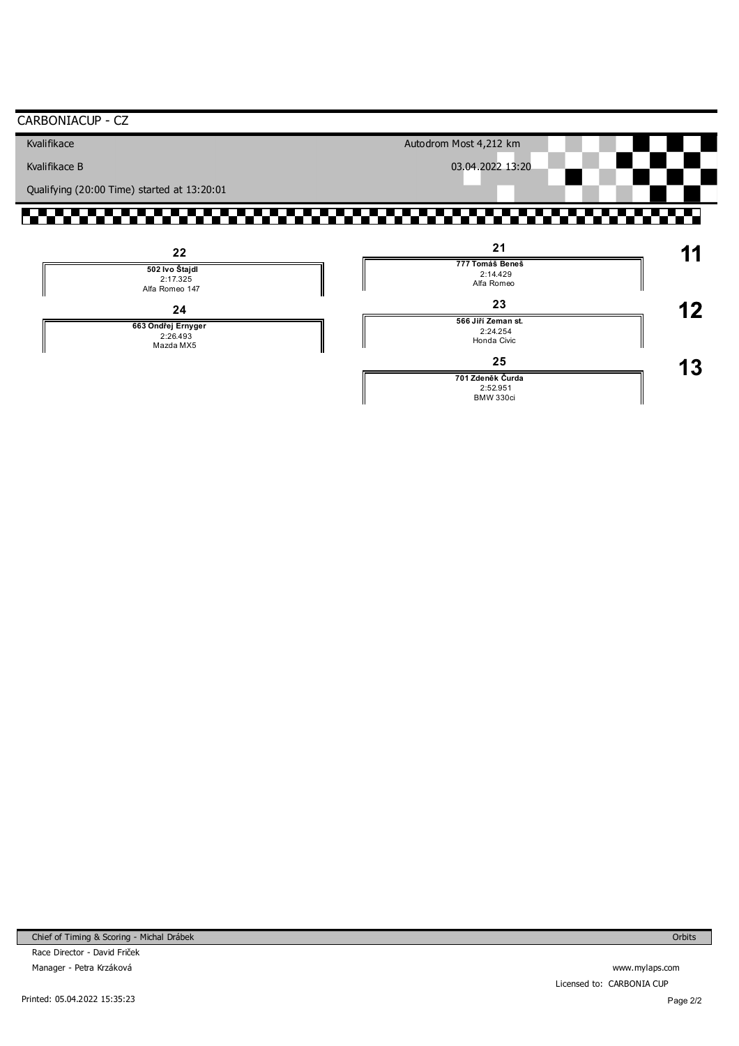CARBONIACUP - CZ

Kvalifikace

Kvalifikace B

Qualifying (20:00 Time) started at 13:20:01

Autodrom Most 4,212 km

03.04.2022 13:20

| Row | Position | Driver | Time | Car |
|---|---|---|---|---|
| 11 | 21 | 777 Tomáš Beneš | 2:14.429 | Alfa Romeo |
| 11 | 22 | 502 Ivo Štajdl | 2:17.325 | Alfa Romeo 147 |
| 12 | 23 | 566 Jiří Zeman st. | 2:24.254 | Honda Civic |
| 12 | 24 | 663 Ondřej Ernyger | 2:26.493 | Mazda MX5 |
| 13 | 25 | 701 Zdeněk Čurda | 2:52.951 | BMW 330ci |

Chief of Timing & Scoring - Michal Drábek

Race Director - David Friček

Manager - Petra Krzáková

Orbits

www.mylaps.com

Licensed to: CARBONIA CUP

Printed: 05.04.2022 15:35:23